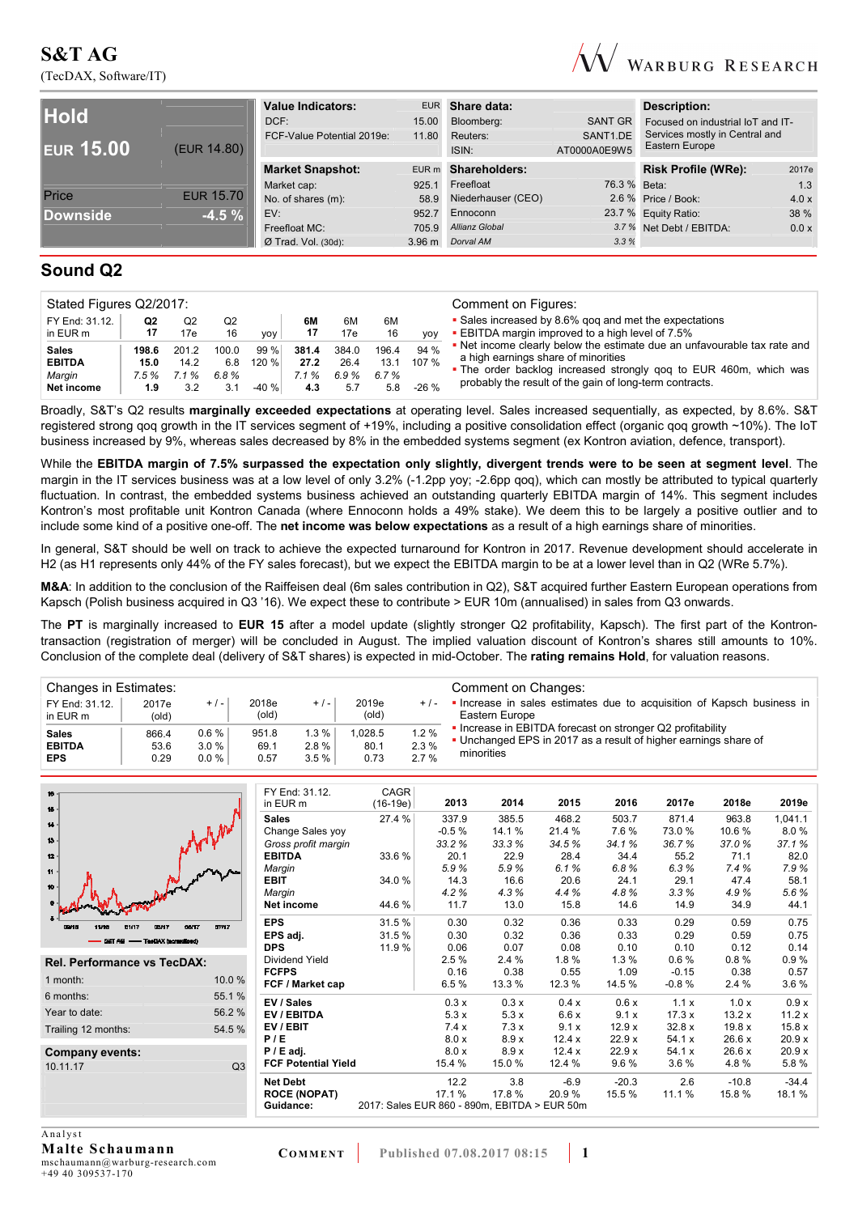# S&T AG

(TecDAX, Software/IT)

WARBURG RESEARCH

| | |
|---|---|
| **Hold** | |
| **EUR 15.00** | (EUR 14.80) |
| Price | EUR 15.70 |
| **Downside** | **-4.5 %** |

| **Value Indicators:** | EUR | **Share data:** | | **Description:** | |
|---|---|---|---|---|---|
| DCF: | 15.00 | Bloomberg: | SANT GR | Focused on industrial IoT and IT-Services mostly in Central and Eastern Europe | |
| FCF-Value Potential 2019e: | 11.80 | Reuters: | SANT1.DE | | |
| | | ISIN: | AT0000A0E9W5 | | |
| **Market Snapshot:** | EUR m | **Shareholders:** | | **Risk Profile (WRe):** | 2017e |
| Market cap: | 925.1 | Freefloat | 76.3 % | Beta: | 1.3 |
| No. of shares (m): | 58.9 | Niederhauser (CEO) | 2.6 % | Price / Book: | 4.0 x |
| EV: | 952.7 | Ennoconn | 23.7 % | Equity Ratio: | 38 % |
| Freefloat MC: | 705.9 | *Allianz Global* | *3.7 %* | Net Debt / EBITDA: | 0.0 x |
| Ø Trad. Vol. (30d): | 3.96 m | *Dorval AM* | *3.3 %* | | |

## Sound Q2

**Stated Figures Q2/2017:**

| FY End: 31.12. in EUR m | Q2 17 | Q2 17e | Q2 16 | yoy | 6M 17 | 6M 17e | 6M 16 | yoy |
|---|---|---|---|---|---|---|---|---|
| **Sales** | **198.6** | 201.2 | 100.0 | 99 % | **381.4** | 384.0 | 196.4 | 94 % |
| **EBITDA** | **15.0** | 14.2 | 6.8 | 120 % | **27.2** | 26.4 | 13.1 | 107 % |
| *Margin* | *7.5 %* | *7.1 %* | *6.8 %* | | *7.1 %* | *6.9 %* | *6.7 %* | |
| **Net income** | **1.9** | 3.2 | 3.1 | -40 % | **4.3** | 5.7 | 5.8 | -26 % |

Comment on Figures:

- Sales increased by 8.6% qoq and met the expectations
- EBITDA margin improved to a high level of 7.5%
- Net income clearly below the estimate due an unfavourable tax rate and a high earnings share of minorities
- The order backlog increased strongly qoq to EUR 460m, which was probably the result of the gain of long-term contracts.

Broadly, S&T's Q2 results **marginally exceeded expectations** at operating level. Sales increased sequentially, as expected, by 8.6%. S&T registered strong qoq growth in the IT services segment of +19%, including a positive consolidation effect (organic qoq growth ~10%). The IoT business increased by 9%, whereas sales decreased by 8% in the embedded systems segment (ex Kontron aviation, defence, transport).

While the **EBITDA margin of 7.5% surpassed the expectation only slightly, divergent trends were to be seen at segment level**. The margin in the IT services business was at a low level of only 3.2% (-1.2pp yoy; -2.6pp qoq), which can mostly be attributed to typical quarterly fluctuation. In contrast, the embedded systems business achieved an outstanding quarterly EBITDA margin of 14%. This segment includes Kontron's most profitable unit Kontron Canada (where Ennoconn holds a 49% stake). We deem this to be largely a positive outlier and to include some kind of a positive one-off. The **net income was below expectations** as a result of a high earnings share of minorities.

In general, S&T should be well on track to achieve the expected turnaround for Kontron in 2017. Revenue development should accelerate in H2 (as H1 represents only 44% of the FY sales forecast), but we expect the EBITDA margin to be at a lower level than in Q2 (WRe 5.7%).

**M&A**: In addition to the conclusion of the Raiffeisen deal (6m sales contribution in Q2), S&T acquired further Eastern European operations from Kapsch (Polish business acquired in Q3 '16). We expect these to contribute > EUR 10m (annualised) in sales from Q3 onwards.

The **PT** is marginally increased to **EUR 15** after a model update (slightly stronger Q2 profitability, Kapsch). The first part of the Kontron-transaction (registration of merger) will be concluded in August. The implied valuation discount of Kontron's shares still amounts to 10%. Conclusion of the complete deal (delivery of S&T shares) is expected in mid-October. The **rating remains Hold**, for valuation reasons.

**Changes in Estimates:**

| FY End: 31.12. in EUR m | 2017e (old) | + / - | 2018e (old) | + / - | 2019e (old) | + / - |
|---|---|---|---|---|---|---|
| **Sales** | 866.4 | 0.6 % | 951.8 | 1.3 % | 1,028.5 | 1.2 % |
| **EBITDA** | 53.6 | 3.0 % | 69.1 | 2.8 % | 80.1 | 2.3 % |
| **EPS** | 0.29 | 0.0 % | 0.57 | 3.5 % | 0.73 | 2.7 % |

Comment on Changes:

- Increase in sales estimates due to acquisition of Kapsch business in Eastern Europe
- Increase in EBITDA forecast on stronger Q2 profitability
- Unchanged EPS in 2017 as a result of higher earnings share of minorities

16
15
14
13
12
11
10
9
8
08/16 11/16 01/17 03/17 05/17 07/17
S&T AG — TecDAX (normalised)

| **Rel. Performance vs TecDAX:** | |
|---|---|
| 1 month: | 10.0 % |
| 6 months: | 55.1 % |
| Year to date: | 56.2 % |
| Trailing 12 months: | 54.5 % |

| **Company events:** | |
|---|---|
| 10.11.17 | Q3 |

| FY End: 31.12. in EUR m | CAGR (16-19e) | 2013 | 2014 | 2015 | 2016 | 2017e | 2018e | 2019e |
|---|---|---|---|---|---|---|---|---|
| **Sales** | 27.4 % | 337.9 | 385.5 | 468.2 | 503.7 | 871.4 | 963.8 | 1,041.1 |
| Change Sales yoy | | -0.5 % | 14.1 % | 21.4 % | 7.6 % | 73.0 % | 10.6 % | 8.0 % |
| *Gross profit margin* | | *33.2 %* | *33.3 %* | *34.5 %* | *34.1 %* | *36.7 %* | *37.0 %* | *37.1 %* |
| **EBITDA** | 33.6 % | 20.1 | 22.9 | 28.4 | 34.4 | 55.2 | 71.1 | 82.0 |
| *Margin* | | *5.9 %* | *5.9 %* | *6.1 %* | *6.8 %* | *6.3 %* | *7.4 %* | *7.9 %* |
| **EBIT** | 34.0 % | 14.3 | 16.6 | 20.6 | 24.1 | 29.1 | 47.4 | 58.1 |
| *Margin* | | *4.2 %* | *4.3 %* | *4.4 %* | *4.8 %* | *3.3 %* | *4.9 %* | *5.6 %* |
| **Net income** | 44.6 % | 11.7 | 13.0 | 15.8 | 14.6 | 14.9 | 34.9 | 44.1 |
| **EPS** | 31.5 % | 0.30 | 0.32 | 0.36 | 0.33 | 0.29 | 0.59 | 0.75 |
| **EPS adj.** | 31.5 % | 0.30 | 0.32 | 0.36 | 0.33 | 0.29 | 0.59 | 0.75 |
| **DPS** | 11.9 % | 0.06 | 0.07 | 0.08 | 0.10 | 0.10 | 0.12 | 0.14 |
| Dividend Yield | | 2.5 % | 2.4 % | 1.8 % | 1.3 % | 0.6 % | 0.8 % | 0.9 % |
| **FCFPS** | | 0.16 | 0.38 | 0.55 | 1.09 | -0.15 | 0.38 | 0.57 |
| **FCF / Market cap** | | 6.5 % | 13.3 % | 12.3 % | 14.5 % | -0.8 % | 2.4 % | 3.6 % |
| **EV / Sales** | | 0.3 x | 0.3 x | 0.4 x | 0.6 x | 1.1 x | 1.0 x | 0.9 x |
| **EV / EBITDA** | | 5.3 x | 5.3 x | 6.6 x | 9.1 x | 17.3 x | 13.2 x | 11.2 x |
| **EV / EBIT** | | 7.4 x | 7.3 x | 9.1 x | 12.9 x | 32.8 x | 19.8 x | 15.8 x |
| **P / E** | | 8.0 x | 8.9 x | 12.4 x | 22.9 x | 54.1 x | 26.6 x | 20.9 x |
| **P / E adj.** | | 8.0 x | 8.9 x | 12.4 x | 22.9 x | 54.1 x | 26.6 x | 20.9 x |
| **FCF Potential Yield** | | 15.4 % | 15.0 % | 12.4 % | 9.6 % | 3.6 % | 4.8 % | 5.8 % |
| **Net Debt** | | 12.2 | 3.8 | -6.9 | -20.3 | 2.6 | -10.8 | -34.4 |
| **ROCE (NOPAT)** | | 17.1 % | 17.8 % | 20.9 % | 15.5 % | 11.1 % | 15.8 % | 18.1 % |
| **Guidance:** | 2017: Sales EUR 860 - 890m, EBITDA > EUR 50m | | | | | | | |

Analyst
**Malte Schaumann**
mschaumann@warburg-research.com
+49 40 309537-170

COMMENT | Published 07.08.2017 08:15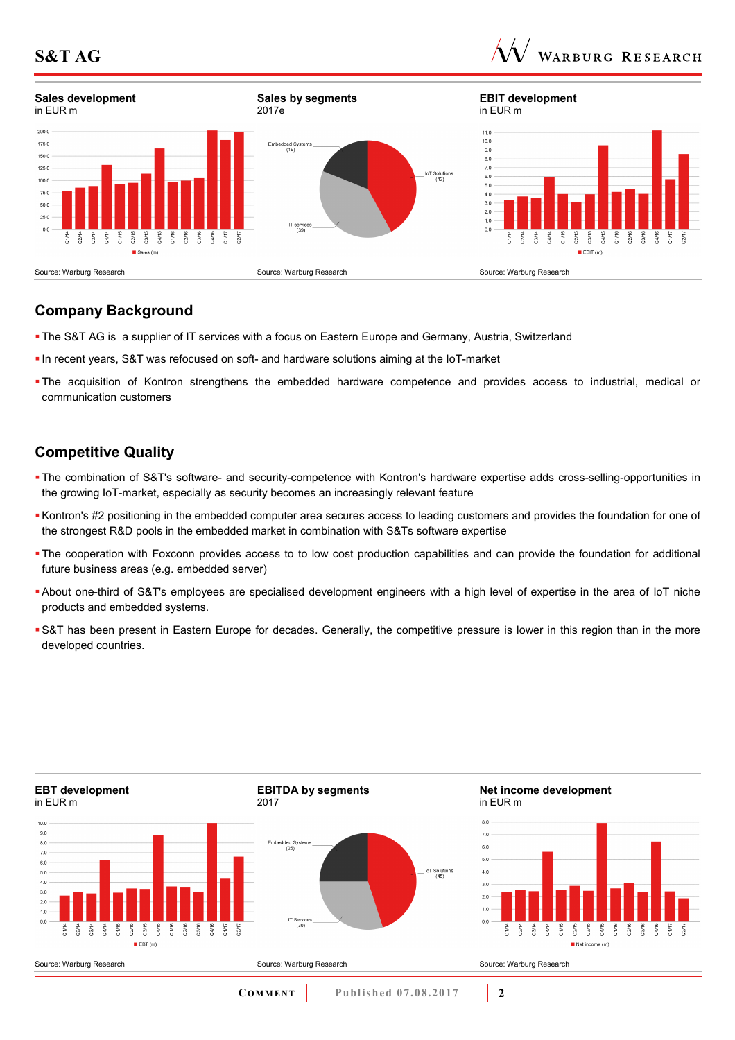**Sales development**
in EUR m

200.0
175.0
150.0
125.0
100.0
75.0
50.0
25.0
0.0

Q1/14 Q2/14 Q3/14 Q4/14 Q1/15 Q2/15 Q3/15 Q4/15 Q1/16 Q2/16 Q3/16 Q4/16 Q1/17 Q2/17

Sales (m)

Source: Warburg Research

**Sales by segments**
2017e

Embedded Systems (19)
IoT Solutions (42)
IT services (39)

Source: Warburg Research

**EBIT development**
in EUR m

11.0
10.0
9.0
8.0
7.0
6.0
5.0
4.0
3.0
2.0
1.0
0.0

Q1/14 Q2/14 Q3/14 Q4/14 Q1/15 Q2/15 Q3/15 Q4/15 Q1/16 Q2/16 Q3/16 Q4/16 Q1/17 Q2/17

EBIT (m)

Source: Warburg Research

## Company Background

- The S&T AG is a supplier of IT services with a focus on Eastern Europe and Germany, Austria, Switzerland
- In recent years, S&T was refocused on soft- and hardware solutions aiming at the IoT-market
- The acquisition of Kontron strengthens the embedded hardware competence and provides access to industrial, medical or communication customers

## Competitive Quality

- The combination of S&T's software- and security-competence with Kontron's hardware expertise adds cross-selling-opportunities in the growing IoT-market, especially as security becomes an increasingly relevant feature
- Kontron's #2 positioning in the embedded computer area secures access to leading customers and provides the foundation for one of the strongest R&D pools in the embedded market in combination with S&Ts software expertise
- The cooperation with Foxconn provides access to to low cost production capabilities and can provide the foundation for additional future business areas (e.g. embedded server)
- About one-third of S&T's employees are specialised development engineers with a high level of expertise in the area of IoT niche products and embedded systems.
- S&T has been present in Eastern Europe for decades. Generally, the competitive pressure is lower in this region than in the more developed countries.

**EBT development**
in EUR m

10.0
9.0
8.0
7.0
6.0
5.0
4.0
3.0
2.0
1.0
0.0

Q1/14 Q2/14 Q3/14 Q4/14 Q1/15 Q2/15 Q3/15 Q4/15 Q1/16 Q2/16 Q3/16 Q4/16 Q1/17 Q2/17

EBT (m)

Source: Warburg Research

**EBITDA by segments**
2017

Embedded Systems (25)
IoT Solutions (45)
IT Services (30)

Source: Warburg Research

**Net income development**
in EUR m

8.0
7.0
6.0
5.0
4.0
3.0
2.0
1.0
0.0

Q1/14 Q2/14 Q3/14 Q4/14 Q1/15 Q2/15 Q3/15 Q4/15 Q1/16 Q2/16 Q3/16 Q4/16 Q1/17 Q2/17

Net income (m)

Source: Warburg Research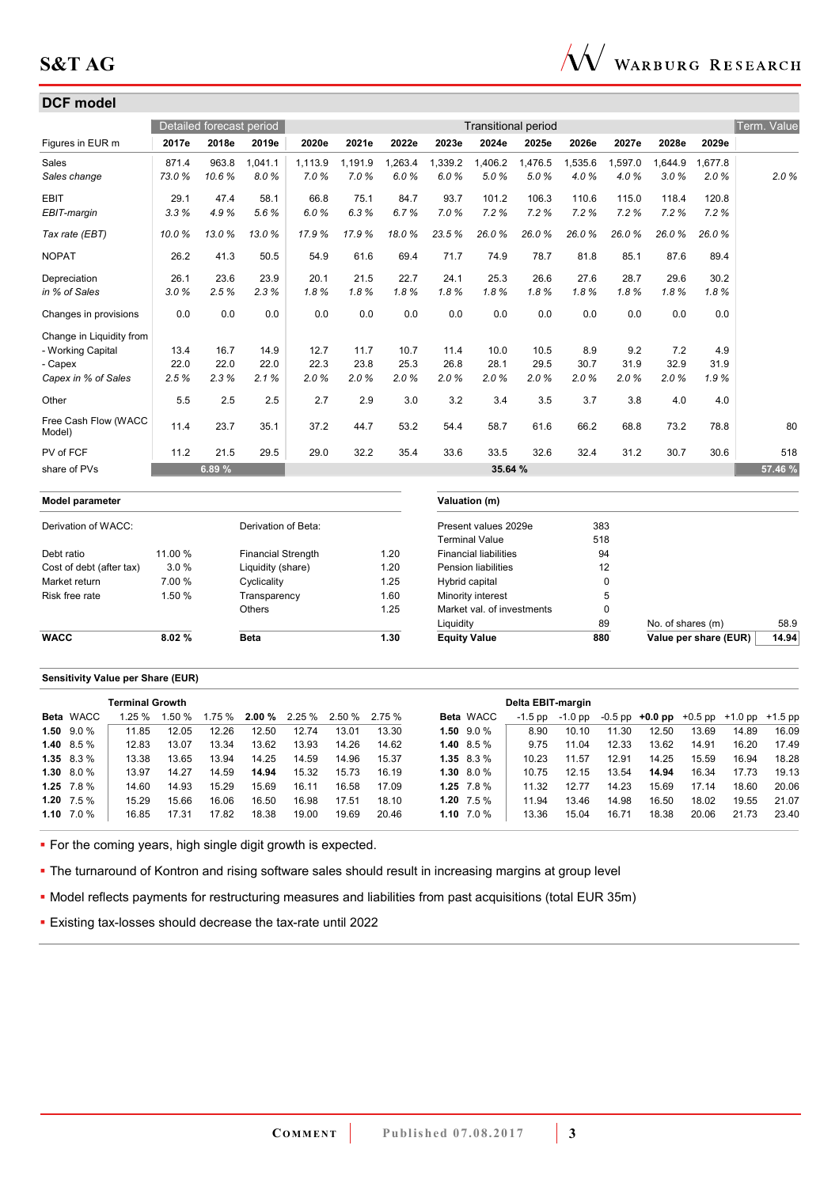## DCF model

| Figures in EUR m | Detailed forecast period | | | Transitional period | | | | | | | | | | Term. Value |
|---|---|---|---|---|---|---|---|---|---|---|---|---|---|---|
| | 2017e | 2018e | 2019e | 2020e | 2021e | 2022e | 2023e | 2024e | 2025e | 2026e | 2027e | 2028e | 2029e | |
| Sales | 871.4 | 963.8 | 1,041.1 | 1,113.9 | 1,191.9 | 1,263.4 | 1,339.2 | 1,406.2 | 1,476.5 | 1,535.6 | 1,597.0 | 1,644.9 | 1,677.8 | |
| *Sales change* | *73.0 %* | *10.6 %* | *8.0 %* | *7.0 %* | *7.0 %* | *6.0 %* | *6.0 %* | *5.0 %* | *5.0 %* | *4.0 %* | *4.0 %* | *3.0 %* | *2.0 %* | *2.0 %* |
| EBIT | 29.1 | 47.4 | 58.1 | 66.8 | 75.1 | 84.7 | 93.7 | 101.2 | 106.3 | 110.6 | 115.0 | 118.4 | 120.8 | |
| *EBIT-margin* | *3.3 %* | *4.9 %* | *5.6 %* | *6.0 %* | *6.3 %* | *6.7 %* | *7.0 %* | *7.2 %* | *7.2 %* | *7.2 %* | *7.2 %* | *7.2 %* | *7.2 %* | |
| *Tax rate (EBT)* | *10.0 %* | *13.0 %* | *13.0 %* | *17.9 %* | *17.9 %* | *18.0 %* | *23.5 %* | *26.0 %* | *26.0 %* | *26.0 %* | *26.0 %* | *26.0 %* | *26.0 %* | |
| NOPAT | 26.2 | 41.3 | 50.5 | 54.9 | 61.6 | 69.4 | 71.7 | 74.9 | 78.7 | 81.8 | 85.1 | 87.6 | 89.4 | |
| Depreciation | 26.1 | 23.6 | 23.9 | 20.1 | 21.5 | 22.7 | 24.1 | 25.3 | 26.6 | 27.6 | 28.7 | 29.6 | 30.2 | |
| *in % of Sales* | *3.0 %* | *2.5 %* | *2.3 %* | *1.8 %* | *1.8 %* | *1.8 %* | *1.8 %* | *1.8 %* | *1.8 %* | *1.8 %* | *1.8 %* | *1.8 %* | *1.8 %* | |
| Changes in provisions | 0.0 | 0.0 | 0.0 | 0.0 | 0.0 | 0.0 | 0.0 | 0.0 | 0.0 | 0.0 | 0.0 | 0.0 | 0.0 | |
| Change in Liquidity from | | | | | | | | | | | | | | |
| - Working Capital | 13.4 | 16.7 | 14.9 | 12.7 | 11.7 | 10.7 | 11.4 | 10.0 | 10.5 | 8.9 | 9.2 | 7.2 | 4.9 | |
| - Capex | 22.0 | 22.0 | 22.0 | 22.3 | 23.8 | 25.3 | 26.8 | 28.1 | 29.5 | 30.7 | 31.9 | 32.9 | 31.9 | |
| *Capex in % of Sales* | *2.5 %* | *2.3 %* | *2.1 %* | *2.0 %* | *2.0 %* | *2.0 %* | *2.0 %* | *2.0 %* | *2.0 %* | *2.0 %* | *2.0 %* | *2.0 %* | *1.9 %* | |
| Other | 5.5 | 2.5 | 2.5 | 2.7 | 2.9 | 3.0 | 3.2 | 3.4 | 3.5 | 3.7 | 3.8 | 4.0 | 4.0 | |
| Free Cash Flow (WACC Model) | 11.4 | 23.7 | 35.1 | 37.2 | 44.7 | 53.2 | 54.4 | 58.7 | 61.6 | 66.2 | 68.8 | 73.2 | 78.8 | 80 |
| PV of FCF | 11.2 | 21.5 | 29.5 | 29.0 | 32.2 | 35.4 | 33.6 | 33.5 | 32.6 | 32.4 | 31.2 | 30.7 | 30.6 | 518 |
| share of PVs | | 6.89 % | | | | | | 35.64 % | | | | | | 57.46 % |

| Model parameter | | | |
|---|---|---|---|
| Derivation of WACC: | | Derivation of Beta: | |
| Debt ratio | 11.00 % | Financial Strength | 1.20 |
| Cost of debt (after tax) | 3.0 % | Liquidity (share) | 1.20 |
| Market return | 7.00 % | Cyclicality | 1.25 |
| Risk free rate | 1.50 % | Transparency | 1.60 |
| | | Others | 1.25 |
| **WACC** | **8.02 %** | **Beta** | **1.30** |

| Valuation (m) | | | |
|---|---|---|---|
| Present values 2029e | 383 | | |
| Terminal Value | 518 | | |
| Financial liabilities | 94 | | |
| Pension liabilities | 12 | | |
| Hybrid capital | 0 | | |
| Minority interest | 5 | | |
| Market val. of investments | 0 | | |
| Liquidity | 89 | No. of shares (m) | 58.9 |
| **Equity Value** | **880** | **Value per share (EUR)** | **14.94** |

### Sensitivity Value per Share (EUR)

| Beta | WACC | Terminal Growth 1.25 % | 1.50 % | 1.75 % | **2.00 %** | 2.25 % | 2.50 % | 2.75 % |
|---|---|---|---|---|---|---|---|---|
| **1.50** | 9.0 % | 11.85 | 12.05 | 12.26 | 12.50 | 12.74 | 13.01 | 13.30 |
| **1.40** | 8.5 % | 12.83 | 13.07 | 13.34 | 13.62 | 13.93 | 14.26 | 14.62 |
| **1.35** | 8.3 % | 13.38 | 13.65 | 13.94 | 14.25 | 14.59 | 14.96 | 15.37 |
| **1.30** | 8.0 % | 13.97 | 14.27 | 14.59 | **14.94** | 15.32 | 15.73 | 16.19 |
| **1.25** | 7.8 % | 14.60 | 14.93 | 15.29 | 15.69 | 16.11 | 16.58 | 17.09 |
| **1.20** | 7.5 % | 15.29 | 15.66 | 16.06 | 16.50 | 16.98 | 17.51 | 18.10 |
| **1.10** | 7.0 % | 16.85 | 17.31 | 17.82 | 18.38 | 19.00 | 19.69 | 20.46 |

| Beta | WACC | Delta EBIT-margin -1.5 pp | -1.0 pp | -0.5 pp | **+0.0 pp** | +0.5 pp | +1.0 pp | +1.5 pp |
|---|---|---|---|---|---|---|---|---|
| **1.50** | 9.0 % | 8.90 | 10.10 | 11.30 | 12.50 | 13.69 | 14.89 | 16.09 |
| **1.40** | 8.5 % | 9.75 | 11.04 | 12.33 | 13.62 | 14.91 | 16.20 | 17.49 |
| **1.35** | 8.3 % | 10.23 | 11.57 | 12.91 | 14.25 | 15.59 | 16.94 | 18.28 |
| **1.30** | 8.0 % | 10.75 | 12.15 | 13.54 | **14.94** | 16.34 | 17.73 | 19.13 |
| **1.25** | 7.8 % | 11.32 | 12.77 | 14.23 | 15.69 | 17.14 | 18.60 | 20.06 |
| **1.20** | 7.5 % | 11.94 | 13.46 | 14.98 | 16.50 | 18.02 | 19.55 | 21.07 |
| **1.10** | 7.0 % | 13.36 | 15.04 | 16.71 | 18.38 | 20.06 | 21.73 | 23.40 |

- For the coming years, high single digit growth is expected.
- The turnaround of Kontron and rising software sales should result in increasing margins at group level
- Model reflects payments for restructuring measures and liabilities from past acquisitions (total EUR 35m)
- Existing tax-losses should decrease the tax-rate until 2022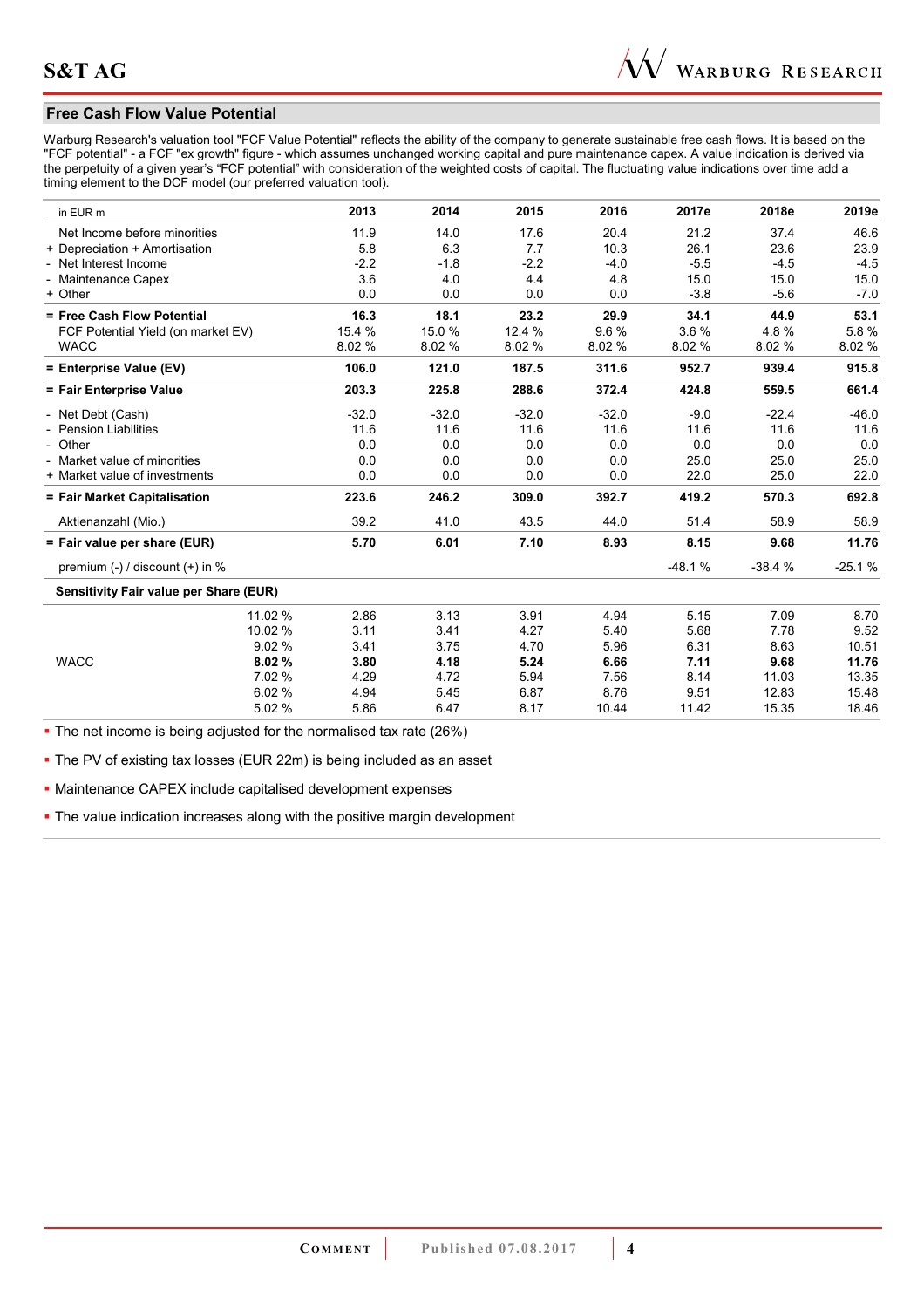## Free Cash Flow Value Potential

Warburg Research's valuation tool "FCF Value Potential" reflects the ability of the company to generate sustainable free cash flows. It is based on the "FCF potential" - a FCF "ex growth" figure - which assumes unchanged working capital and pure maintenance capex. A value indication is derived via the perpetuity of a given year's "FCF potential" with consideration of the weighted costs of capital. The fluctuating value indications over time add a timing element to the DCF model (our preferred valuation tool).

| in EUR m | | 2013 | 2014 | 2015 | 2016 | 2017e | 2018e | 2019e |
|---|---|---|---|---|---|---|---|---|
| Net Income before minorities | | 11.9 | 14.0 | 17.6 | 20.4 | 21.2 | 37.4 | 46.6 |
| + Depreciation + Amortisation | | 5.8 | 6.3 | 7.7 | 10.3 | 26.1 | 23.6 | 23.9 |
| - Net Interest Income | | -2.2 | -1.8 | -2.2 | -4.0 | -5.5 | -4.5 | -4.5 |
| - Maintenance Capex | | 3.6 | 4.0 | 4.4 | 4.8 | 15.0 | 15.0 | 15.0 |
| + Other | | 0.0 | 0.0 | 0.0 | 0.0 | -3.8 | -5.6 | -7.0 |
| **= Free Cash Flow Potential** | | **16.3** | **18.1** | **23.2** | **29.9** | **34.1** | **44.9** | **53.1** |
| FCF Potential Yield (on market EV) | | 15.4 % | 15.0 % | 12.4 % | 9.6 % | 3.6 % | 4.8 % | 5.8 % |
| WACC | | 8.02 % | 8.02 % | 8.02 % | 8.02 % | 8.02 % | 8.02 % | 8.02 % |
| **= Enterprise Value (EV)** | | **106.0** | **121.0** | **187.5** | **311.6** | **952.7** | **939.4** | **915.8** |
| **= Fair Enterprise Value** | | **203.3** | **225.8** | **288.6** | **372.4** | **424.8** | **559.5** | **661.4** |
| - Net Debt (Cash) | | -32.0 | -32.0 | -32.0 | -32.0 | -9.0 | -22.4 | -46.0 |
| - Pension Liabilities | | 11.6 | 11.6 | 11.6 | 11.6 | 11.6 | 11.6 | 11.6 |
| - Other | | 0.0 | 0.0 | 0.0 | 0.0 | 0.0 | 0.0 | 0.0 |
| - Market value of minorities | | 0.0 | 0.0 | 0.0 | 0.0 | 25.0 | 25.0 | 25.0 |
| + Market value of investments | | 0.0 | 0.0 | 0.0 | 0.0 | 22.0 | 25.0 | 22.0 |
| **= Fair Market Capitalisation** | | **223.6** | **246.2** | **309.0** | **392.7** | **419.2** | **570.3** | **692.8** |
| Aktienanzahl (Mio.) | | 39.2 | 41.0 | 43.5 | 44.0 | 51.4 | 58.9 | 58.9 |
| **= Fair value per share (EUR)** | | **5.70** | **6.01** | **7.10** | **8.93** | **8.15** | **9.68** | **11.76** |
| premium (-) / discount (+) in % | | | | | | -48.1 % | -38.4 % | -25.1 % |
| **Sensitivity Fair value per Share (EUR)** | | | | | | | | |
| | 11.02 % | 2.86 | 3.13 | 3.91 | 4.94 | 5.15 | 7.09 | 8.70 |
| | 10.02 % | 3.11 | 3.41 | 4.27 | 5.40 | 5.68 | 7.78 | 9.52 |
| | 9.02 % | 3.41 | 3.75 | 4.70 | 5.96 | 6.31 | 8.63 | 10.51 |
| WACC | **8.02 %** | **3.80** | **4.18** | **5.24** | **6.66** | **7.11** | **9.68** | **11.76** |
| | 7.02 % | 4.29 | 4.72 | 5.94 | 7.56 | 8.14 | 11.03 | 13.35 |
| | 6.02 % | 4.94 | 5.45 | 6.87 | 8.76 | 9.51 | 12.83 | 15.48 |
| | 5.02 % | 5.86 | 6.47 | 8.17 | 10.44 | 11.42 | 15.35 | 18.46 |

- The net income is being adjusted for the normalised tax rate (26%)
- The PV of existing tax losses (EUR 22m) is being included as an asset
- Maintenance CAPEX include capitalised development expenses
- The value indication increases along with the positive margin development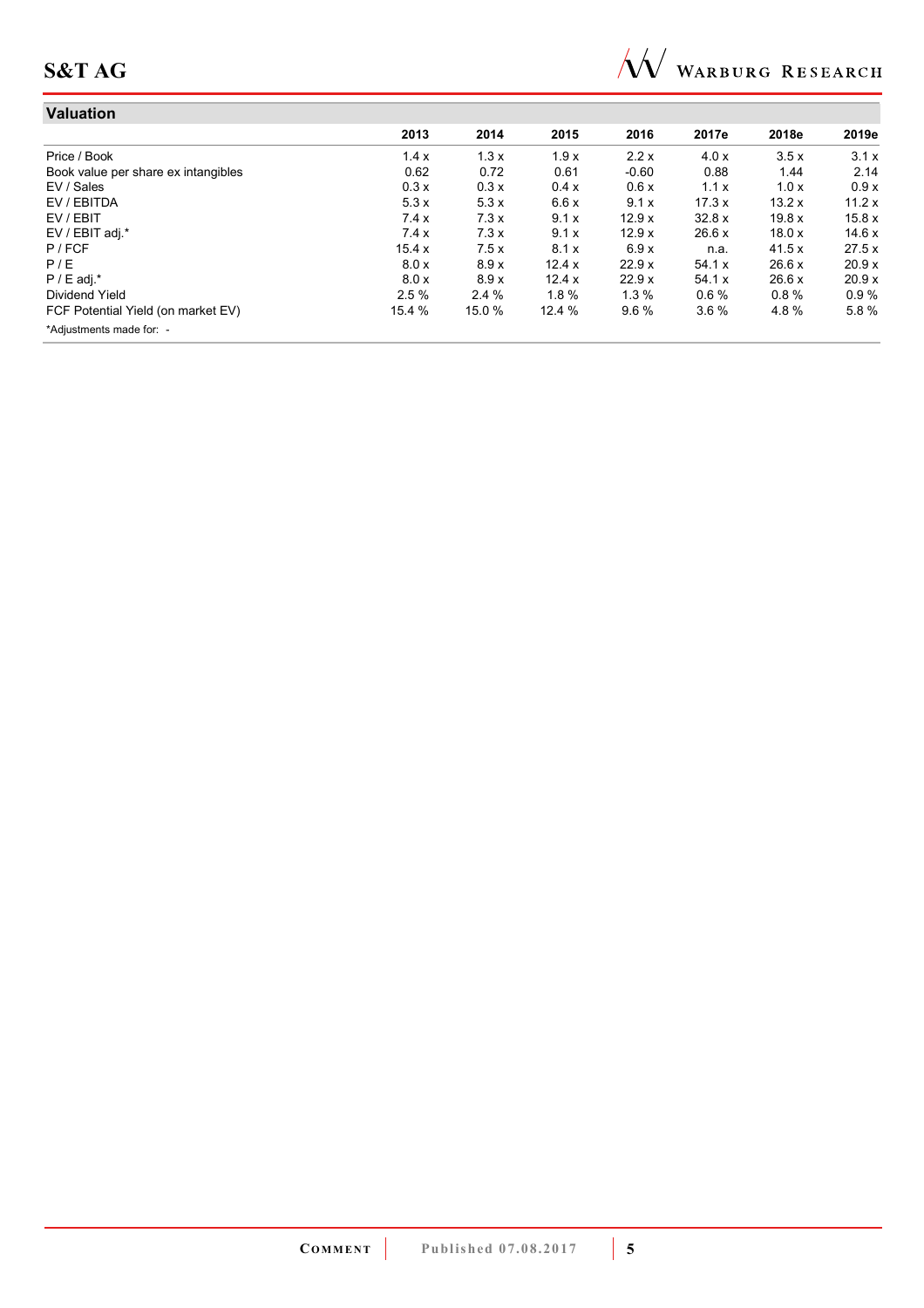## Valuation

| | 2013 | 2014 | 2015 | 2016 | 2017e | 2018e | 2019e |
|---|---|---|---|---|---|---|---|
| Price / Book | 1.4 x | 1.3 x | 1.9 x | 2.2 x | 4.0 x | 3.5 x | 3.1 x |
| Book value per share ex intangibles | 0.62 | 0.72 | 0.61 | -0.60 | 0.88 | 1.44 | 2.14 |
| EV / Sales | 0.3 x | 0.3 x | 0.4 x | 0.6 x | 1.1 x | 1.0 x | 0.9 x |
| EV / EBITDA | 5.3 x | 5.3 x | 6.6 x | 9.1 x | 17.3 x | 13.2 x | 11.2 x |
| EV / EBIT | 7.4 x | 7.3 x | 9.1 x | 12.9 x | 32.8 x | 19.8 x | 15.8 x |
| EV / EBIT adj.* | 7.4 x | 7.3 x | 9.1 x | 12.9 x | 26.6 x | 18.0 x | 14.6 x |
| P / FCF | 15.4 x | 7.5 x | 8.1 x | 6.9 x | n.a. | 41.5 x | 27.5 x |
| P / E | 8.0 x | 8.9 x | 12.4 x | 22.9 x | 54.1 x | 26.6 x | 20.9 x |
| P / E adj.* | 8.0 x | 8.9 x | 12.4 x | 22.9 x | 54.1 x | 26.6 x | 20.9 x |
| Dividend Yield | 2.5 % | 2.4 % | 1.8 % | 1.3 % | 0.6 % | 0.8 % | 0.9 % |
| FCF Potential Yield (on market EV) | 15.4 % | 15.0 % | 12.4 % | 9.6 % | 3.6 % | 4.8 % | 5.8 % |

*Adjustments made for: -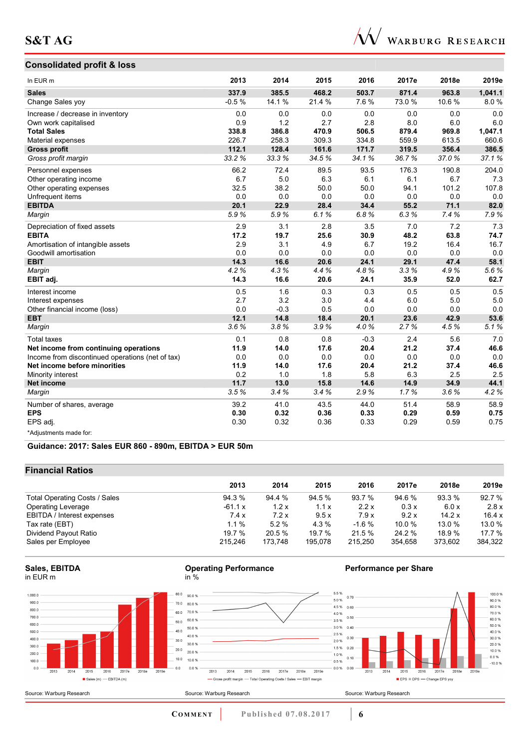## Consolidated profit & loss

| In EUR m | 2013 | 2014 | 2015 | 2016 | 2017e | 2018e | 2019e |
|---|---|---|---|---|---|---|---|
| **Sales** | **337.9** | **385.5** | **468.2** | **503.7** | **871.4** | **963.8** | **1,041.1** |
| Change Sales yoy | -0.5 % | 14.1 % | 21.4 % | 7.6 % | 73.0 % | 10.6 % | 8.0 % |
| Increase / decrease in inventory | 0.0 | 0.0 | 0.0 | 0.0 | 0.0 | 0.0 | 0.0 |
| Own work capitalised | 0.9 | 1.2 | 2.7 | 2.8 | 8.0 | 6.0 | 6.0 |
| **Total Sales** | **338.8** | **386.8** | **470.9** | **506.5** | **879.4** | **969.8** | **1,047.1** |
| Material expenses | 226.7 | 258.3 | 309.3 | 334.8 | 559.9 | 613.5 | 660.6 |
| **Gross profit** | **112.1** | **128.4** | **161.6** | **171.7** | **319.5** | **356.4** | **386.5** |
| *Gross profit margin* | *33.2 %* | *33.3 %* | *34.5 %* | *34.1 %* | *36.7 %* | *37.0 %* | *37.1 %* |
| Personnel expenses | 66.2 | 72.4 | 89.5 | 93.5 | 176.3 | 190.8 | 204.0 |
| Other operating income | 6.7 | 5.0 | 6.3 | 6.1 | 6.1 | 6.7 | 7.3 |
| Other operating expenses | 32.5 | 38.2 | 50.0 | 50.0 | 94.1 | 101.2 | 107.8 |
| Unfrequent items | 0.0 | 0.0 | 0.0 | 0.0 | 0.0 | 0.0 | 0.0 |
| **EBITDA** | **20.1** | **22.9** | **28.4** | **34.4** | **55.2** | **71.1** | **82.0** |
| *Margin* | *5.9 %* | *5.9 %* | *6.1 %* | *6.8 %* | *6.3 %* | *7.4 %* | *7.9 %* |
| Depreciation of fixed assets | 2.9 | 3.1 | 2.8 | 3.5 | 7.0 | 7.2 | 7.3 |
| **EBITA** | **17.2** | **19.7** | **25.6** | **30.9** | **48.2** | **63.8** | **74.7** |
| Amortisation of intangible assets | 2.9 | 3.1 | 4.9 | 6.7 | 19.2 | 16.4 | 16.7 |
| Goodwill amortisation | 0.0 | 0.0 | 0.0 | 0.0 | 0.0 | 0.0 | 0.0 |
| **EBIT** | **14.3** | **16.6** | **20.6** | **24.1** | **29.1** | **47.4** | **58.1** |
| *Margin* | *4.2 %* | *4.3 %* | *4.4 %* | *4.8 %* | *3.3 %* | *4.9 %* | *5.6 %* |
| **EBIT adj.** | **14.3** | **16.6** | **20.6** | **24.1** | **35.9** | **52.0** | **62.7** |
| Interest income | 0.5 | 1.6 | 0.3 | 0.3 | 0.5 | 0.5 | 0.5 |
| Interest expenses | 2.7 | 3.2 | 3.0 | 4.4 | 6.0 | 5.0 | 5.0 |
| Other financial income (loss) | 0.0 | -0.3 | 0.5 | 0.0 | 0.0 | 0.0 | 0.0 |
| **EBT** | **12.1** | **14.8** | **18.4** | **20.1** | **23.6** | **42.9** | **53.6** |
| *Margin* | *3.6 %* | *3.8 %* | *3.9 %* | *4.0 %* | *2.7 %* | *4.5 %* | *5.1 %* |
| Total taxes | 0.1 | 0.8 | 0.8 | -0.3 | 2.4 | 5.6 | 7.0 |
| **Net income from continuing operations** | **11.9** | **14.0** | **17.6** | **20.4** | **21.2** | **37.4** | **46.6** |
| Income from discontinued operations (net of tax) | 0.0 | 0.0 | 0.0 | 0.0 | 0.0 | 0.0 | 0.0 |
| **Net income before minorities** | **11.9** | **14.0** | **17.6** | **20.4** | **21.2** | **37.4** | **46.6** |
| Minority interest | 0.2 | 1.0 | 1.8 | 5.8 | 6.3 | 2.5 | 2.5 |
| **Net income** | **11.7** | **13.0** | **15.8** | **14.6** | **14.9** | **34.9** | **44.1** |
| *Margin* | *3.5 %* | *3.4 %* | *3.4 %* | *2.9 %* | *1.7 %* | *3.6 %* | *4.2 %* |
| Number of shares, average | 39.2 | 41.0 | 43.5 | 44.0 | 51.4 | 58.9 | 58.9 |
| **EPS** | **0.30** | **0.32** | **0.36** | **0.33** | **0.29** | **0.59** | **0.75** |
| EPS adj. | 0.30 | 0.32 | 0.36 | 0.33 | 0.29 | 0.59 | 0.75 |

*Adjustments made for:

**Guidance: 2017: Sales EUR 860 - 890m, EBITDA > EUR 50m**

## Financial Ratios

| | 2013 | 2014 | 2015 | 2016 | 2017e | 2018e | 2019e |
|---|---|---|---|---|---|---|---|
| Total Operating Costs / Sales | 94.3 % | 94.4 % | 94.5 % | 93.7 % | 94.6 % | 93.3 % | 92.7 % |
| Operating Leverage | -61.1 x | 1.2 x | 1.1 x | 2.2 x | 0.3 x | 6.0 x | 2.8 x |
| EBITDA / Interest expenses | 7.4 x | 7.2 x | 9.5 x | 7.9 x | 9.2 x | 14.2 x | 16.4 x |
| Tax rate (EBT) | 1.1 % | 5.2 % | 4.3 % | -1.6 % | 10.0 % | 13.0 % | 13.0 % |
| Dividend Payout Ratio | 19.7 % | 20.5 % | 19.7 % | 21.5 % | 24.2 % | 18.9 % | 17.7 % |
| Sales per Employee | 215,246 | 173,748 | 195,078 | 215,250 | 354,658 | 373,602 | 384,322 |

### Sales, EBITDA
in EUR m

Sales (m) — EBITDA (m)

Source: Warburg Research

### Operating Performance
in %

Gross profit margin — Total Operating Costs / Sales — EBIT margin

Source: Warburg Research

### Performance per Share

EPS ■ DPS — Change EPS yoy

Source: Warburg Research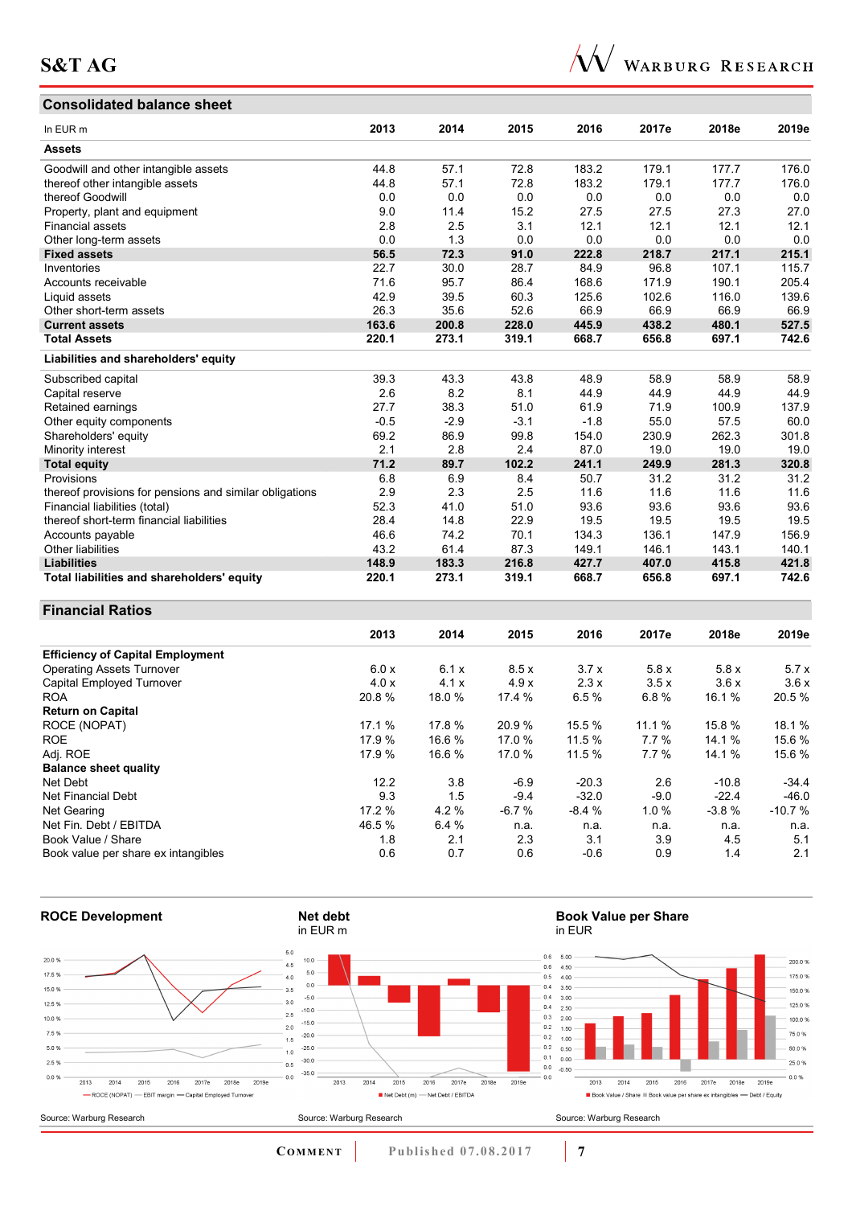## Consolidated balance sheet

| In EUR m | 2013 | 2014 | 2015 | 2016 | 2017e | 2018e | 2019e |
|---|---|---|---|---|---|---|---|
| **Assets** | | | | | | | |
| Goodwill and other intangible assets | 44.8 | 57.1 | 72.8 | 183.2 | 179.1 | 177.7 | 176.0 |
| thereof other intangible assets | 44.8 | 57.1 | 72.8 | 183.2 | 179.1 | 177.7 | 176.0 |
| thereof Goodwill | 0.0 | 0.0 | 0.0 | 0.0 | 0.0 | 0.0 | 0.0 |
| Property, plant and equipment | 9.0 | 11.4 | 15.2 | 27.5 | 27.5 | 27.3 | 27.0 |
| Financial assets | 2.8 | 2.5 | 3.1 | 12.1 | 12.1 | 12.1 | 12.1 |
| Other long-term assets | 0.0 | 1.3 | 0.0 | 0.0 | 0.0 | 0.0 | 0.0 |
| **Fixed assets** | **56.5** | **72.3** | **91.0** | **222.8** | **218.7** | **217.1** | **215.1** |
| Inventories | 22.7 | 30.0 | 28.7 | 84.9 | 96.8 | 107.1 | 115.7 |
| Accounts receivable | 71.6 | 95.7 | 86.4 | 168.6 | 171.9 | 190.1 | 205.4 |
| Liquid assets | 42.9 | 39.5 | 60.3 | 125.6 | 102.6 | 116.0 | 139.6 |
| Other short-term assets | 26.3 | 35.6 | 52.6 | 66.9 | 66.9 | 66.9 | 66.9 |
| **Current assets** | **163.6** | **200.8** | **228.0** | **445.9** | **438.2** | **480.1** | **527.5** |
| **Total Assets** | **220.1** | **273.1** | **319.1** | **668.7** | **656.8** | **697.1** | **742.6** |
| **Liabilities and shareholders' equity** | | | | | | | |
| Subscribed capital | 39.3 | 43.3 | 43.8 | 48.9 | 58.9 | 58.9 | 58.9 |
| Capital reserve | 2.6 | 8.2 | 8.1 | 44.9 | 44.9 | 44.9 | 44.9 |
| Retained earnings | 27.7 | 38.3 | 51.0 | 61.9 | 71.9 | 100.9 | 137.9 |
| Other equity components | -0.5 | -2.9 | -3.1 | -1.8 | 55.0 | 57.5 | 60.0 |
| Shareholders' equity | 69.2 | 86.9 | 99.8 | 154.0 | 230.9 | 262.3 | 301.8 |
| Minority interest | 2.1 | 2.8 | 2.4 | 87.0 | 19.0 | 19.0 | 19.0 |
| **Total equity** | **71.2** | **89.7** | **102.2** | **241.1** | **249.9** | **281.3** | **320.8** |
| Provisions | 6.8 | 6.9 | 8.4 | 50.7 | 31.2 | 31.2 | 31.2 |
| thereof provisions for pensions and similar obligations | 2.9 | 2.3 | 2.5 | 11.6 | 11.6 | 11.6 | 11.6 |
| Financial liabilities (total) | 52.3 | 41.0 | 51.0 | 93.6 | 93.6 | 93.6 | 93.6 |
| thereof short-term financial liabilities | 28.4 | 14.8 | 22.9 | 19.5 | 19.5 | 19.5 | 19.5 |
| Accounts payable | 46.6 | 74.2 | 70.1 | 134.3 | 136.1 | 147.9 | 156.9 |
| Other liabilities | 43.2 | 61.4 | 87.3 | 149.1 | 146.1 | 143.1 | 140.1 |
| **Liabilities** | **148.9** | **183.3** | **216.8** | **427.7** | **407.0** | **415.8** | **421.8** |
| **Total liabilities and shareholders' equity** | **220.1** | **273.1** | **319.1** | **668.7** | **656.8** | **697.1** | **742.6** |

## Financial Ratios

| | 2013 | 2014 | 2015 | 2016 | 2017e | 2018e | 2019e |
|---|---|---|---|---|---|---|---|
| **Efficiency of Capital Employment** | | | | | | | |
| Operating Assets Turnover | 6.0 x | 6.1 x | 8.5 x | 3.7 x | 5.8 x | 5.8 x | 5.7 x |
| Capital Employed Turnover | 4.0 x | 4.1 x | 4.9 x | 2.3 x | 3.5 x | 3.6 x | 3.6 x |
| ROA | 20.8 % | 18.0 % | 17.4 % | 6.5 % | 6.8 % | 16.1 % | 20.5 % |
| **Return on Capital** | | | | | | | |
| ROCE (NOPAT) | 17.1 % | 17.8 % | 20.9 % | 15.5 % | 11.1 % | 15.8 % | 18.1 % |
| ROE | 17.9 % | 16.6 % | 17.0 % | 11.5 % | 7.7 % | 14.1 % | 15.6 % |
| Adj. ROE | 17.9 % | 16.6 % | 17.0 % | 11.5 % | 7.7 % | 14.1 % | 15.6 % |
| **Balance sheet quality** | | | | | | | |
| Net Debt | 12.2 | 3.8 | -6.9 | -20.3 | 2.6 | -10.8 | -34.4 |
| Net Financial Debt | 9.3 | 1.5 | -9.4 | -32.0 | -9.0 | -22.4 | -46.0 |
| Net Gearing | 17.2 % | 4.2 % | -6.7 % | -8.4 % | 1.0 % | -3.8 % | -10.7 % |
| Net Fin. Debt / EBITDA | 46.5 % | 6.4 % | n.a. | n.a. | n.a. | n.a. | n.a. |
| Book Value / Share | 1.8 | 2.1 | 2.3 | 3.1 | 3.9 | 4.5 | 5.1 |
| Book value per share ex intangibles | 0.6 | 0.7 | 0.6 | -0.6 | 0.9 | 1.4 | 2.1 |

**ROCE Development**

ROCE (NOPAT) — EBIT margin — Capital Employed Turnover

Source: Warburg Research

**Net debt**
in EUR m

Net Debt (m) — Net Debt / EBITDA

Source: Warburg Research

**Book Value per Share**
in EUR

Book Value / Share — Book value per share ex intangibles — Debt / Equity

Source: Warburg Research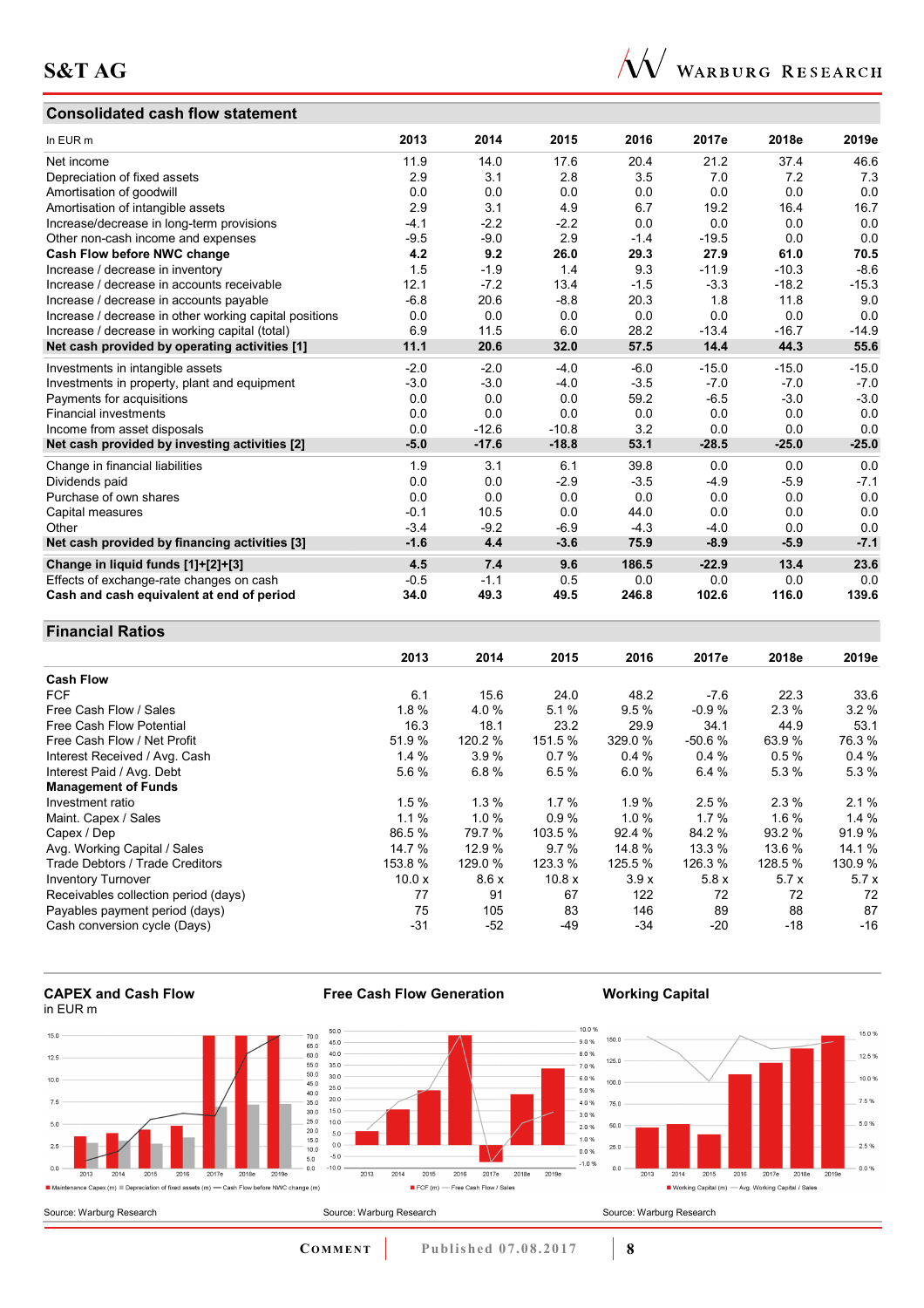## Consolidated cash flow statement

| In EUR m | 2013 | 2014 | 2015 | 2016 | 2017e | 2018e | 2019e |
|---|---|---|---|---|---|---|---|
| Net income | 11.9 | 14.0 | 17.6 | 20.4 | 21.2 | 37.4 | 46.6 |
| Depreciation of fixed assets | 2.9 | 3.1 | 2.8 | 3.5 | 7.0 | 7.2 | 7.3 |
| Amortisation of goodwill | 0.0 | 0.0 | 0.0 | 0.0 | 0.0 | 0.0 | 0.0 |
| Amortisation of intangible assets | 2.9 | 3.1 | 4.9 | 6.7 | 19.2 | 16.4 | 16.7 |
| Increase/decrease in long-term provisions | -4.1 | -2.2 | -2.2 | 0.0 | 0.0 | 0.0 | 0.0 |
| Other non-cash income and expenses | -9.5 | -9.0 | 2.9 | -1.4 | -19.5 | 0.0 | 0.0 |
| **Cash Flow before NWC change** | **4.2** | **9.2** | **26.0** | **29.3** | **27.9** | **61.0** | **70.5** |
| Increase / decrease in inventory | 1.5 | -1.9 | 1.4 | 9.3 | -11.9 | -10.3 | -8.6 |
| Increase / decrease in accounts receivable | 12.1 | -7.2 | 13.4 | -1.5 | -3.3 | -18.2 | -15.3 |
| Increase / decrease in accounts payable | -6.8 | 20.6 | -8.8 | 20.3 | 1.8 | 11.8 | 9.0 |
| Increase / decrease in other working capital positions | 0.0 | 0.0 | 0.0 | 0.0 | 0.0 | 0.0 | 0.0 |
| Increase / decrease in working capital (total) | 6.9 | 11.5 | 6.0 | 28.2 | -13.4 | -16.7 | -14.9 |
| **Net cash provided by operating activities [1]** | **11.1** | **20.6** | **32.0** | **57.5** | **14.4** | **44.3** | **55.6** |
| Investments in intangible assets | -2.0 | -2.0 | -4.0 | -6.0 | -15.0 | -15.0 | -15.0 |
| Investments in property, plant and equipment | -3.0 | -3.0 | -4.0 | -3.5 | -7.0 | -7.0 | -7.0 |
| Payments for acquisitions | 0.0 | 0.0 | 0.0 | 59.2 | -6.5 | -3.0 | -3.0 |
| Financial investments | 0.0 | 0.0 | 0.0 | 0.0 | 0.0 | 0.0 | 0.0 |
| Income from asset disposals | 0.0 | -12.6 | -10.8 | 3.2 | 0.0 | 0.0 | 0.0 |
| **Net cash provided by investing activities [2]** | **-5.0** | **-17.6** | **-18.8** | **53.1** | **-28.5** | **-25.0** | **-25.0** |
| Change in financial liabilities | 1.9 | 3.1 | 6.1 | 39.8 | 0.0 | 0.0 | 0.0 |
| Dividends paid | 0.0 | 0.0 | -2.9 | -3.5 | -4.9 | -5.9 | -7.1 |
| Purchase of own shares | 0.0 | 0.0 | 0.0 | 0.0 | 0.0 | 0.0 | 0.0 |
| Capital measures | -0.1 | 10.5 | 0.0 | 44.0 | 0.0 | 0.0 | 0.0 |
| Other | -3.4 | -9.2 | -6.9 | -4.3 | -4.0 | 0.0 | 0.0 |
| **Net cash provided by financing activities [3]** | **-1.6** | **4.4** | **-3.6** | **75.9** | **-8.9** | **-5.9** | **-7.1** |
| **Change in liquid funds [1]+[2]+[3]** | **4.5** | **7.4** | **9.6** | **186.5** | **-22.9** | **13.4** | **23.6** |
| Effects of exchange-rate changes on cash | -0.5 | -1.1 | 0.5 | 0.0 | 0.0 | 0.0 | 0.0 |
| **Cash and cash equivalent at end of period** | **34.0** | **49.3** | **49.5** | **246.8** | **102.6** | **116.0** | **139.6** |

## Financial Ratios

| | 2013 | 2014 | 2015 | 2016 | 2017e | 2018e | 2019e |
|---|---|---|---|---|---|---|---|
| **Cash Flow** | | | | | | | |
| FCF | 6.1 | 15.6 | 24.0 | 48.2 | -7.6 | 22.3 | 33.6 |
| Free Cash Flow / Sales | 1.8 % | 4.0 % | 5.1 % | 9.5 % | -0.9 % | 2.3 % | 3.2 % |
| Free Cash Flow Potential | 16.3 | 18.1 | 23.2 | 29.9 | 34.1 | 44.9 | 53.1 |
| Free Cash Flow / Net Profit | 51.9 % | 120.2 % | 151.5 % | 329.0 % | -50.6 % | 63.9 % | 76.3 % |
| Interest Received / Avg. Cash | 1.4 % | 3.9 % | 0.7 % | 0.4 % | 0.4 % | 0.5 % | 0.4 % |
| Interest Paid / Avg. Debt | 5.6 % | 6.8 % | 6.5 % | 6.0 % | 6.4 % | 5.3 % | 5.3 % |
| **Management of Funds** | | | | | | | |
| Investment ratio | 1.5 % | 1.3 % | 1.7 % | 1.9 % | 2.5 % | 2.3 % | 2.1 % |
| Maint. Capex / Sales | 1.1 % | 1.0 % | 0.9 % | 1.0 % | 1.7 % | 1.6 % | 1.4 % |
| Capex / Dep | 86.5 % | 79.7 % | 103.5 % | 92.4 % | 84.2 % | 93.2 % | 91.9 % |
| Avg. Working Capital / Sales | 14.7 % | 12.9 % | 9.7 % | 14.8 % | 13.3 % | 13.6 % | 14.1 % |
| Trade Debtors / Trade Creditors | 153.8 % | 129.0 % | 123.3 % | 125.5 % | 126.3 % | 128.5 % | 130.9 % |
| Inventory Turnover | 10.0 x | 8.6 x | 10.8 x | 3.9 x | 5.8 x | 5.7 x | 5.7 x |
| Receivables collection period (days) | 77 | 91 | 67 | 122 | 72 | 72 | 72 |
| Payables payment period (days) | 75 | 105 | 83 | 146 | 89 | 88 | 87 |
| Cash conversion cycle (Days) | -31 | -52 | -49 | -34 | -20 | -18 | -16 |

**CAPEX and Cash Flow**
in EUR m

Maintenance Capex (m) ■ Depreciation of fixed assets (m) — Cash Flow before NWC change (m)

Source: Warburg Research

**Free Cash Flow Generation**

FCF (m) — Free Cash Flow / Sales

Source: Warburg Research

**Working Capital**

Working Capital (m) — Avg. Working Capital / Sales

Source: Warburg Research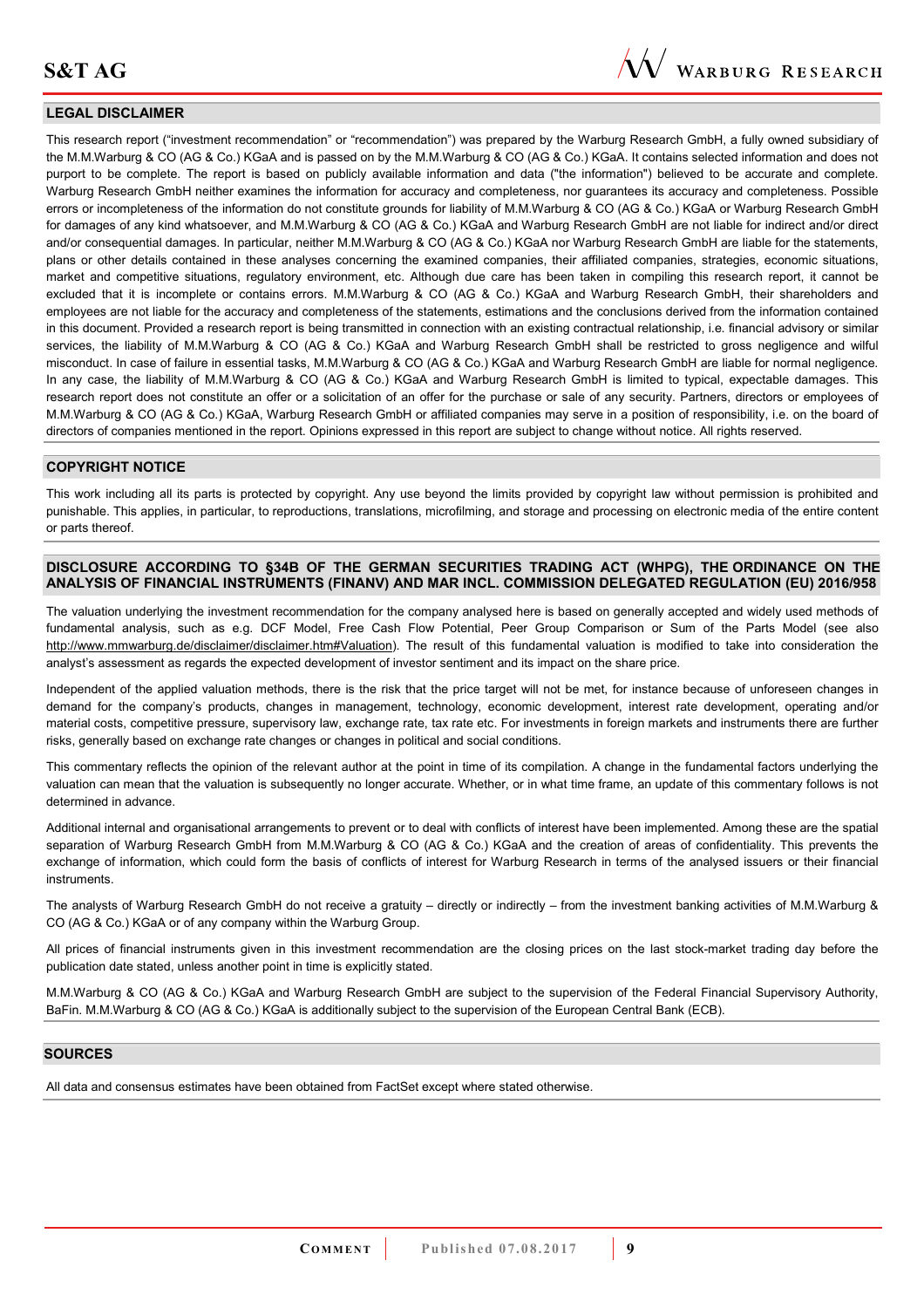## LEGAL DISCLAIMER

This research report ("investment recommendation" or "recommendation") was prepared by the Warburg Research GmbH, a fully owned subsidiary of the M.M.Warburg & CO (AG & Co.) KGaA and is passed on by the M.M.Warburg & CO (AG & Co.) KGaA. It contains selected information and does not purport to be complete. The report is based on publicly available information and data ("the information") believed to be accurate and complete. Warburg Research GmbH neither examines the information for accuracy and completeness, nor guarantees its accuracy and completeness. Possible errors or incompleteness of the information do not constitute grounds for liability of M.M.Warburg & CO (AG & Co.) KGaA or Warburg Research GmbH for damages of any kind whatsoever, and M.M.Warburg & CO (AG & Co.) KGaA and Warburg Research GmbH are not liable for indirect and/or direct and/or consequential damages. In particular, neither M.M.Warburg & CO (AG & Co.) KGaA nor Warburg Research GmbH are liable for the statements, plans or other details contained in these analyses concerning the examined companies, their affiliated companies, strategies, economic situations, market and competitive situations, regulatory environment, etc. Although due care has been taken in compiling this research report, it cannot be excluded that it is incomplete or contains errors. M.M.Warburg & CO (AG & Co.) KGaA and Warburg Research GmbH, their shareholders and employees are not liable for the accuracy and completeness of the statements, estimations and the conclusions derived from the information contained in this document. Provided a research report is being transmitted in connection with an existing contractual relationship, i.e. financial advisory or similar services, the liability of M.M.Warburg & CO (AG & Co.) KGaA and Warburg Research GmbH shall be restricted to gross negligence and wilful misconduct. In case of failure in essential tasks, M.M.Warburg & CO (AG & Co.) KGaA and Warburg Research GmbH are liable for normal negligence. In any case, the liability of M.M.Warburg & CO (AG & Co.) KGaA and Warburg Research GmbH is limited to typical, expectable damages. This research report does not constitute an offer or a solicitation of an offer for the purchase or sale of any security. Partners, directors or employees of M.M.Warburg & CO (AG & Co.) KGaA, Warburg Research GmbH or affiliated companies may serve in a position of responsibility, i.e. on the board of directors of companies mentioned in the report. Opinions expressed in this report are subject to change without notice. All rights reserved.

## COPYRIGHT NOTICE

This work including all its parts is protected by copyright. Any use beyond the limits provided by copyright law without permission is prohibited and punishable. This applies, in particular, to reproductions, translations, microfilming, and storage and processing on electronic media of the entire content or parts thereof.

## DISCLOSURE ACCORDING TO §34B OF THE GERMAN SECURITIES TRADING ACT (WHPG), THE ORDINANCE ON THE ANALYSIS OF FINANCIAL INSTRUMENTS (FINANV) AND MAR INCL. COMMISSION DELEGATED REGULATION (EU) 2016/958

The valuation underlying the investment recommendation for the company analysed here is based on generally accepted and widely used methods of fundamental analysis, such as e.g. DCF Model, Free Cash Flow Potential, Peer Group Comparison or Sum of the Parts Model (see also http://www.mmwarburg.de/disclaimer/disclaimer.htm#Valuation). The result of this fundamental valuation is modified to take into consideration the analyst's assessment as regards the expected development of investor sentiment and its impact on the share price.

Independent of the applied valuation methods, there is the risk that the price target will not be met, for instance because of unforeseen changes in demand for the company's products, changes in management, technology, economic development, interest rate development, operating and/or material costs, competitive pressure, supervisory law, exchange rate, tax rate etc. For investments in foreign markets and instruments there are further risks, generally based on exchange rate changes or changes in political and social conditions.

This commentary reflects the opinion of the relevant author at the point in time of its compilation. A change in the fundamental factors underlying the valuation can mean that the valuation is subsequently no longer accurate. Whether, or in what time frame, an update of this commentary follows is not determined in advance.

Additional internal and organisational arrangements to prevent or to deal with conflicts of interest have been implemented. Among these are the spatial separation of Warburg Research GmbH from M.M.Warburg & CO (AG & Co.) KGaA and the creation of areas of confidentiality. This prevents the exchange of information, which could form the basis of conflicts of interest for Warburg Research in terms of the analysed issuers or their financial instruments.

The analysts of Warburg Research GmbH do not receive a gratuity – directly or indirectly – from the investment banking activities of M.M.Warburg & CO (AG & Co.) KGaA or of any company within the Warburg Group.

All prices of financial instruments given in this investment recommendation are the closing prices on the last stock-market trading day before the publication date stated, unless another point in time is explicitly stated.

M.M.Warburg & CO (AG & Co.) KGaA and Warburg Research GmbH are subject to the supervision of the Federal Financial Supervisory Authority, BaFin. M.M.Warburg & CO (AG & Co.) KGaA is additionally subject to the supervision of the European Central Bank (ECB).

## SOURCES

All data and consensus estimates have been obtained from FactSet except where stated otherwise.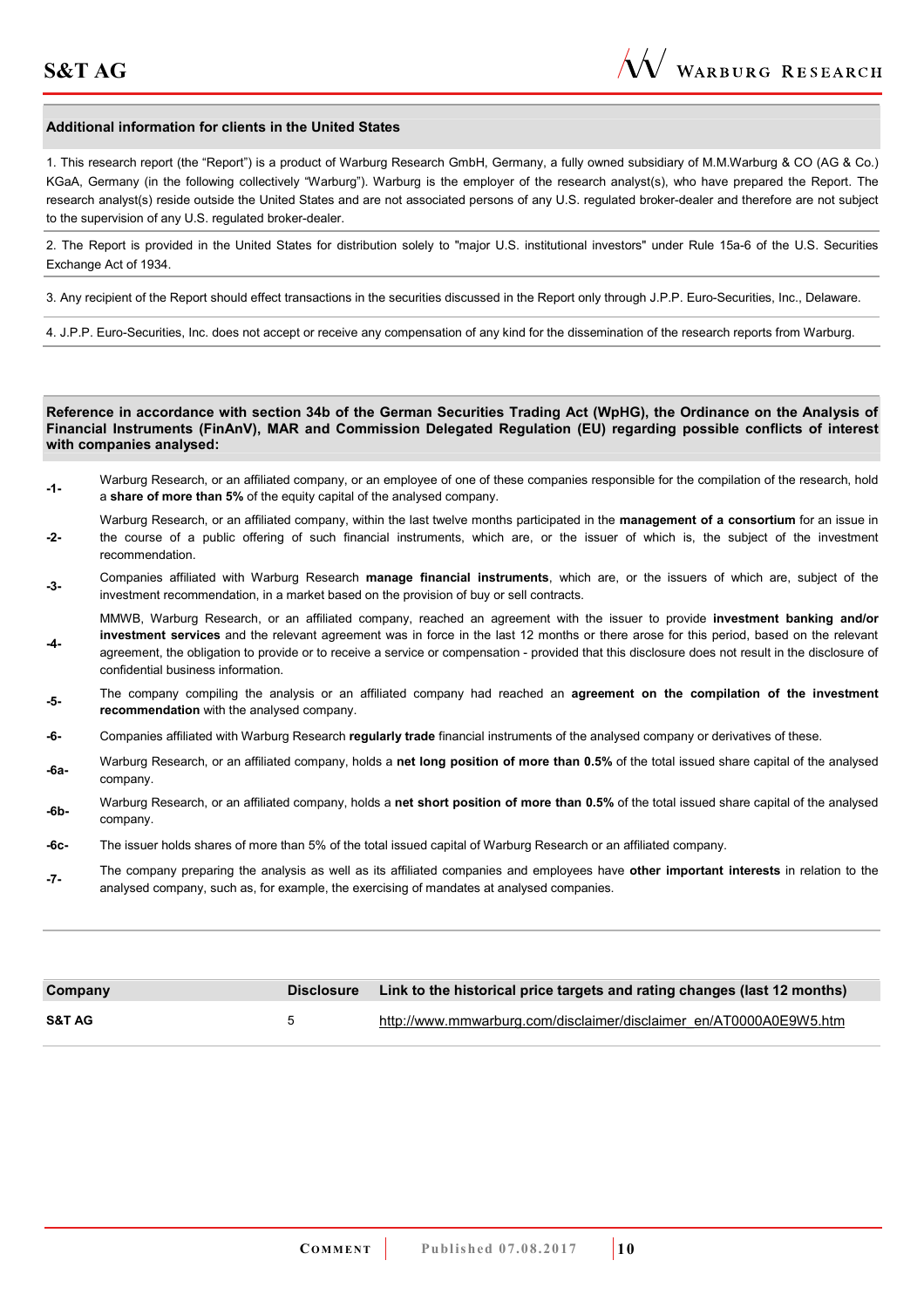### Additional information for clients in the United States

1. This research report (the "Report") is a product of Warburg Research GmbH, Germany, a fully owned subsidiary of M.M.Warburg & CO (AG & Co.) KGaA, Germany (in the following collectively "Warburg"). Warburg is the employer of the research analyst(s), who have prepared the Report. The research analyst(s) reside outside the United States and are not associated persons of any U.S. regulated broker-dealer and therefore are not subject to the supervision of any U.S. regulated broker-dealer.

2. The Report is provided in the United States for distribution solely to "major U.S. institutional investors" under Rule 15a-6 of the U.S. Securities Exchange Act of 1934.

3. Any recipient of the Report should effect transactions in the securities discussed in the Report only through J.P.P. Euro-Securities, Inc., Delaware.

4. J.P.P. Euro-Securities, Inc. does not accept or receive any compensation of any kind for the dissemination of the research reports from Warburg.

### Reference in accordance with section 34b of the German Securities Trading Act (WpHG), the Ordinance on the Analysis of Financial Instruments (FinAnV), MAR and Commission Delegated Regulation (EU) regarding possible conflicts of interest with companies analysed:

**-1-** Warburg Research, or an affiliated company, or an employee of one of these companies responsible for the compilation of the research, hold a **share of more than 5%** of the equity capital of the analysed company.

**-2-** Warburg Research, or an affiliated company, within the last twelve months participated in the **management of a consortium** for an issue in the course of a public offering of such financial instruments, which are, or the issuer of which is, the subject of the investment recommendation.

**-3-** Companies affiliated with Warburg Research **manage financial instruments**, which are, or the issuers of which are, subject of the investment recommendation, in a market based on the provision of buy or sell contracts.

**-4-** MMWB, Warburg Research, or an affiliated company, reached an agreement with the issuer to provide **investment banking and/or investment services** and the relevant agreement was in force in the last 12 months or there arose for this period, based on the relevant agreement, the obligation to provide or to receive a service or compensation - provided that this disclosure does not result in the disclosure of confidential business information.

**-5-** The company compiling the analysis or an affiliated company had reached an **agreement on the compilation of the investment recommendation** with the analysed company.

**-6-** Companies affiliated with Warburg Research **regularly trade** financial instruments of the analysed company or derivatives of these.

**-6a-** Warburg Research, or an affiliated company, holds a **net long position of more than 0.5%** of the total issued share capital of the analysed company.

**-6b-** Warburg Research, or an affiliated company, holds a **net short position of more than 0.5%** of the total issued share capital of the analysed company.

**-6c-** The issuer holds shares of more than 5% of the total issued capital of Warburg Research or an affiliated company.

**-7-** The company preparing the analysis as well as its affiliated companies and employees have **other important interests** in relation to the analysed company, such as, for example, the exercising of mandates at analysed companies.

| Company | Disclosure | Link to the historical price targets and rating changes (last 12 months) |
|---|---|---|
| **S&T AG** | 5 | http://www.mmwarburg.com/disclaimer/disclaimer_en/AT0000A0E9W5.htm |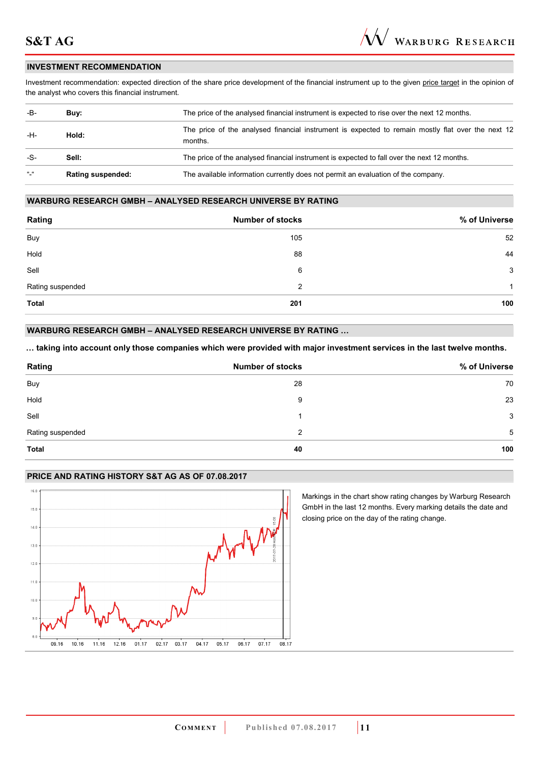## INVESTMENT RECOMMENDATION

Investment recommendation: expected direction of the share price development of the financial instrument up to the given price target in the opinion of the analyst who covers this financial instrument.

| | | |
|---|---|---|
| -B- | **Buy:** | The price of the analysed financial instrument is expected to rise over the next 12 months. |
| -H- | **Hold:** | The price of the analysed financial instrument is expected to remain mostly flat over the next 12 months. |
| -S- | **Sell:** | The price of the analysed financial instrument is expected to fall over the next 12 months. |
| "-" | **Rating suspended:** | The available information currently does not permit an evaluation of the company. |

## WARBURG RESEARCH GMBH – ANALYSED RESEARCH UNIVERSE BY RATING

| Rating | Number of stocks | % of Universe |
|---|---|---|
| Buy | 105 | 52 |
| Hold | 88 | 44 |
| Sell | 6 | 3 |
| Rating suspended | 2 | 1 |
| **Total** | **201** | **100** |

## WARBURG RESEARCH GMBH – ANALYSED RESEARCH UNIVERSE BY RATING …

**… taking into account only those companies which were provided with major investment services in the last twelve months.**

| Rating | Number of stocks | % of Universe |
|---|---|---|
| Buy | 28 | 70 |
| Hold | 9 | 23 |
| Sell | 1 | 3 |
| Rating suspended | 2 | 5 |
| **Total** | **40** | **100** |

## PRICE AND RATING HISTORY S&T AG AS OF 07.08.2017

16.0
15.0
14.0
13.0
12.0
11.0
10.0
9.0
8.0

09.16 10.16 11.16 12.16 01.17 02.17 03.17 04.17 05.17 06.17 07.17 08.17

2017-07-28 H 15.00

Markings in the chart show rating changes by Warburg Research GmbH in the last 12 months. Every marking details the date and closing price on the day of the rating change.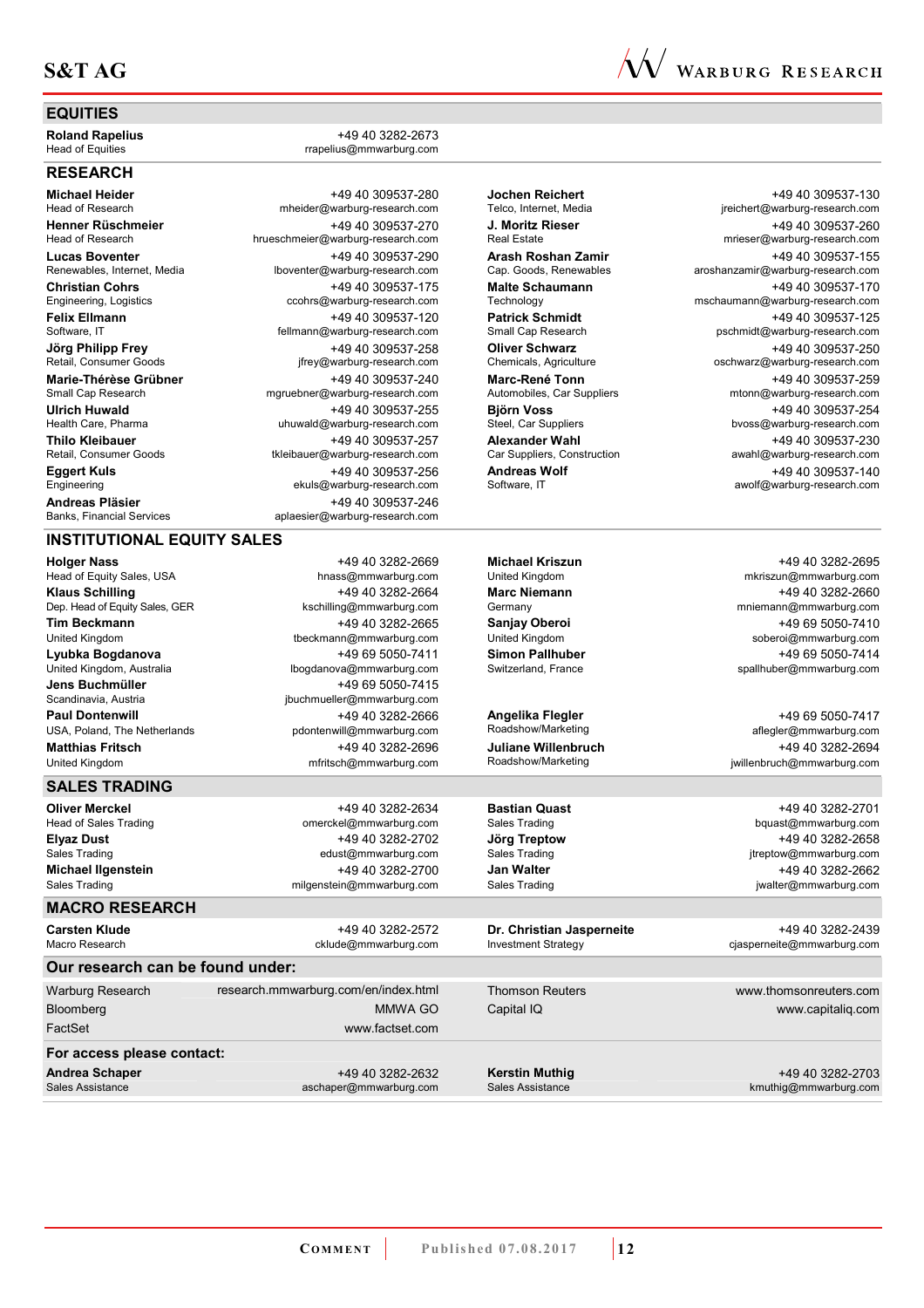## EQUITIES

**Roland Rapelius** +49 40 3282-2673
Head of Equities rrapelius@mmwarburg.com

## RESEARCH

**Michael Heider** +49 40 309537-280
Head of Research mheider@warburg-research.com

**Henner Rüschmeier** +49 40 309537-270
Head of Research hrueschmeier@warburg-research.com

**Lucas Boventer** +49 40 309537-290
Renewables, Internet, Media lboventer@warburg-research.com

**Christian Cohrs** +49 40 309537-175
Engineering, Logistics ccohrs@warburg-research.com

**Felix Ellmann** +49 40 309537-120
Software, IT fellmann@warburg-research.com

**Jörg Philipp Frey** +49 40 309537-258
Retail, Consumer Goods jfrey@warburg-research.com

**Marie-Thérèse Grübner** +49 40 309537-240
Small Cap Research mgruebner@warburg-research.com

**Ulrich Huwald** +49 40 309537-255
Health Care, Pharma uhuwald@warburg-research.com

**Thilo Kleibauer** +49 40 309537-257
Retail, Consumer Goods tkleibauer@warburg-research.com

**Eggert Kuls** +49 40 309537-256
Engineering ekuls@warburg-research.com

**Andreas Pläsier** +49 40 309537-246
Banks, Financial Services aplaesier@warburg-research.com

**Jochen Reichert** +49 40 309537-130
Telco, Internet, Media jreichert@warburg-research.com

**J. Moritz Rieser** +49 40 309537-260
Real Estate mrieser@warburg-research.com

**Arash Roshan Zamir** +49 40 309537-155
Cap. Goods, Renewables aroshanzamir@warburg-research.com

**Malte Schaumann** +49 40 309537-170
Technology mschaumann@warburg-research.com

**Patrick Schmidt** +49 40 309537-125
Small Cap Research pschmidt@warburg-research.com

**Oliver Schwarz** +49 40 309537-250
Chemicals, Agriculture oschwarz@warburg-research.com

**Marc-René Tonn** +49 40 309537-259
Automobiles, Car Suppliers mtonn@warburg-research.com

**Björn Voss** +49 40 309537-254
Steel, Car Suppliers bvoss@warburg-research.com

**Alexander Wahl** +49 40 309537-230
Car Suppliers, Construction awahl@warburg-research.com

**Andreas Wolf** +49 40 309537-140
Software, IT awolf@warburg-research.com

## INSTITUTIONAL EQUITY SALES

**Holger Nass** +49 40 3282-2669
Head of Equity Sales, USA hnass@mmwarburg.com

**Klaus Schilling** +49 40 3282-2664
Dep. Head of Equity Sales, GER kschilling@mmwarburg.com

**Tim Beckmann** +49 40 3282-2665
United Kingdom tbeckmann@mmwarburg.com

**Lyubka Bogdanova** +49 69 5050-7411
United Kingdom, Australia lbogdanova@mmwarburg.com

**Jens Buchmüller** +49 69 5050-7415
Scandinavia, Austria jbuchmueller@mmwarburg.com

**Paul Dontenwill** +49 40 3282-2666
USA, Poland, The Netherlands pdontenwill@mmwarburg.com

**Matthias Fritsch** +49 40 3282-2696
United Kingdom mfritsch@mmwarburg.com

**Michael Kriszun** +49 40 3282-2695
United Kingdom mkriszun@mmwarburg.com

**Marc Niemann** +49 40 3282-2660
Germany mniemann@mmwarburg.com

**Sanjay Oberoi** +49 69 5050-7410
United Kingdom soberoi@mmwarburg.com

**Simon Pallhuber** +49 69 5050-7414
Switzerland, France spallhuber@mmwarburg.com

**Angelika Flegler** +49 69 5050-7417
Roadshow/Marketing aflegler@mmwarburg.com

**Juliane Willenbruch** +49 40 3282-2694
Roadshow/Marketing jwillenbruch@mmwarburg.com

## SALES TRADING

**Oliver Merckel** +49 40 3282-2634
Head of Sales Trading omerckel@mmwarburg.com

**Elyaz Dust** +49 40 3282-2702
Sales Trading edust@mmwarburg.com

**Michael Ilgenstein** +49 40 3282-2700
Sales Trading milgenstein@mmwarburg.com

**Bastian Quast** +49 40 3282-2701
Sales Trading bquast@mmwarburg.com

**Jörg Treptow** +49 40 3282-2658
Sales Trading jtreptow@mmwarburg.com

**Jan Walter** +49 40 3282-2662
Sales Trading jwalter@mmwarburg.com

## MACRO RESEARCH

**Carsten Klude** +49 40 3282-2572
Macro Research cklude@mmwarburg.com

**Dr. Christian Jasperneite** +49 40 3282-2439
Investment Strategy cjasperneite@mmwarburg.com

## Our research can be found under:

| | | | |
|---|---|---|---|
| Warburg Research | research.mmwarburg.com/en/index.html | Thomson Reuters | www.thomsonreuters.com |
| Bloomberg | MMWA GO | Capital IQ | www.capitaliq.com |
| FactSet | www.factset.com | | |

## For access please contact:

**Andrea Schaper** +49 40 3282-2632
Sales Assistance aschaper@mmwarburg.com

**Kerstin Muthig** +49 40 3282-2703
Sales Assistance kmuthig@mmwarburg.com